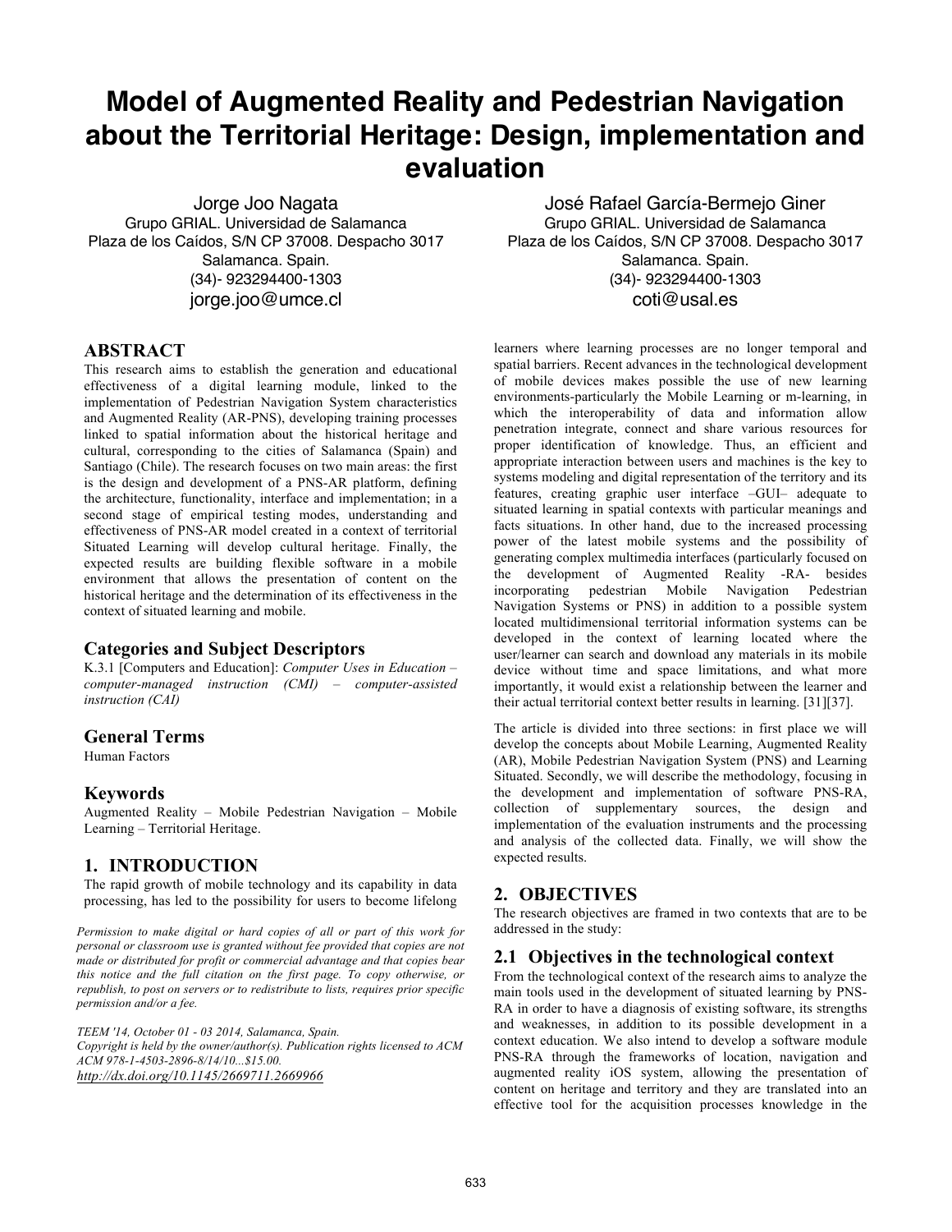# Model of Augmented Reality and Pedestrian Navigation about the Territorial Heritage: Design, implementation and evaluation

Jorge Joo Nagata
Grupo GRIAL. Universidad de Salamanca
Plaza de los Caídos, S/N CP 37008. Despacho 3017
Salamanca. Spain.
(34)- 923294400-1303
jorge.joo@umce.cl

José Rafael García-Bermejo Giner
Grupo GRIAL. Universidad de Salamanca
Plaza de los Caídos, S/N CP 37008. Despacho 3017
Salamanca. Spain.
(34)- 923294400-1303
coti@usal.es

## ABSTRACT

This research aims to establish the generation and educational effectiveness of a digital learning module, linked to the implementation of Pedestrian Navigation System characteristics and Augmented Reality (AR-PNS), developing training processes linked to spatial information about the historical heritage and cultural, corresponding to the cities of Salamanca (Spain) and Santiago (Chile). The research focuses on two main areas: the first is the design and development of a PNS-AR platform, defining the architecture, functionality, interface and implementation; in a second stage of empirical testing modes, understanding and effectiveness of PNS-AR model created in a context of territorial Situated Learning will develop cultural heritage. Finally, the expected results are building flexible software in a mobile environment that allows the presentation of content on the historical heritage and the determination of its effectiveness in the context of situated learning and mobile.

## Categories and Subject Descriptors

K.3.1 [Computers and Education]: *Computer Uses in Education – computer-managed instruction (CMI) – computer-assisted instruction (CAI)*

## General Terms

Human Factors

## Keywords

Augmented Reality – Mobile Pedestrian Navigation – Mobile Learning – Territorial Heritage.

## 1. INTRODUCTION

The rapid growth of mobile technology and its capability in data processing, has led to the possibility for users to become lifelong learners where learning processes are no longer temporal and spatial barriers. Recent advances in the technological development of mobile devices makes possible the use of new learning environments-particularly the Mobile Learning or m-learning, in which the interoperability of data and information allow penetration integrate, connect and share various resources for proper identification of knowledge. Thus, an efficient and appropriate interaction between users and machines is the key to systems modeling and digital representation of the territory and its features, creating graphic user interface –GUI– adequate to situated learning in spatial contexts with particular meanings and facts situations. In other hand, due to the increased processing power of the latest mobile systems and the possibility of generating complex multimedia interfaces (particularly focused on the development of Augmented Reality -RA- besides incorporating pedestrian Mobile Navigation Pedestrian Navigation Systems or PNS) in addition to a possible system located multidimensional territorial information systems can be developed in the context of learning located where the user/learner can search and download any materials in its mobile device without time and space limitations, and what more importantly, it would exist a relationship between the learner and their actual territorial context better results in learning. [31][37].

The article is divided into three sections: in first place we will develop the concepts about Mobile Learning, Augmented Reality (AR), Mobile Pedestrian Navigation System (PNS) and Learning Situated. Secondly, we will describe the methodology, focusing in the development and implementation of software PNS-RA, collection of supplementary sources, the design and implementation of the evaluation instruments and the processing and analysis of the collected data. Finally, we will show the expected results.

## 2. OBJECTIVES

The research objectives are framed in two contexts that are to be addressed in the study:

### 2.1 Objectives in the technological context

From the technological context of the research aims to analyze the main tools used in the development of situated learning by PNS-RA in order to have a diagnosis of existing software, its strengths and weaknesses, in addition to its possible development in a context education. We also intend to develop a software module PNS-RA through the frameworks of location, navigation and augmented reality iOS system, allowing the presentation of content on heritage and territory and they are translated into an effective tool for the acquisition processes knowledge in the

*Permission to make digital or hard copies of all or part of this work for personal or classroom use is granted without fee provided that copies are not made or distributed for profit or commercial advantage and that copies bear this notice and the full citation on the first page. To copy otherwise, or republish, to post on servers or to redistribute to lists, requires prior specific permission and/or a fee.*

*TEEM '14, October 01 - 03 2014, Salamanca, Spain.*
*Copyright is held by the owner/author(s). Publication rights licensed to ACM ACM 978-1-4503-2896-8/14/10...$15.00.*
*http://dx.doi.org/10.1145/2669711.2669966*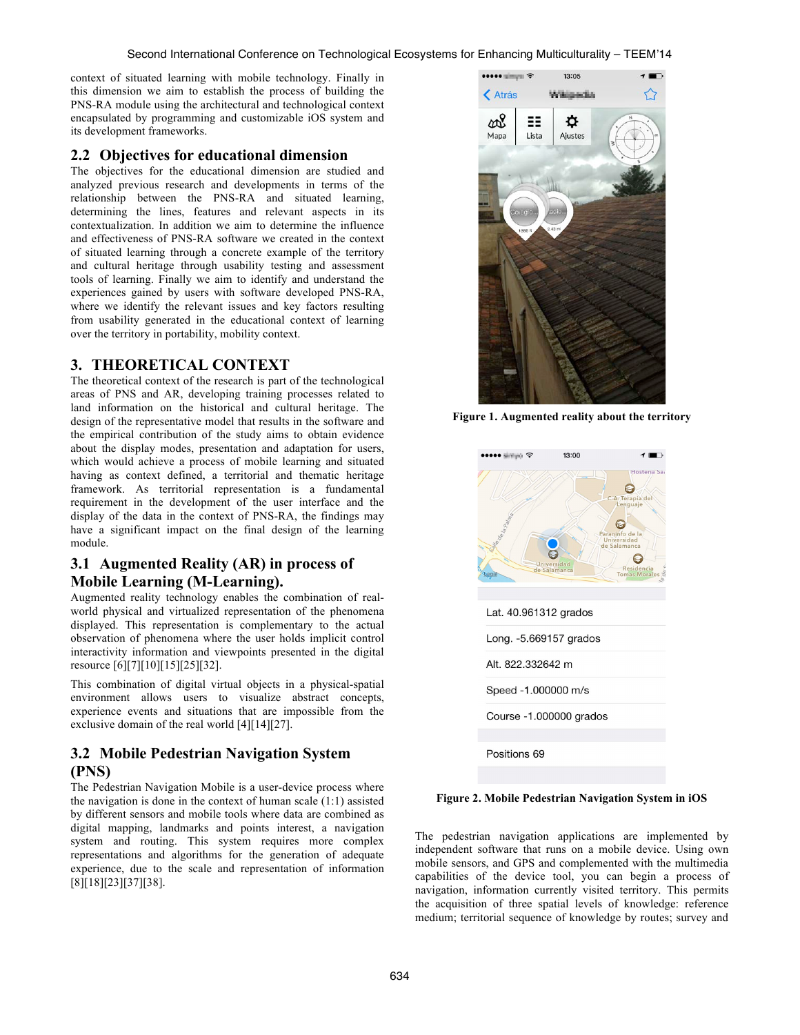context of situated learning with mobile technology. Finally in this dimension we aim to establish the process of building the PNS-RA module using the architectural and technological context encapsulated by programming and customizable iOS system and its development frameworks.

## 2.2 Objectives for educational dimension

The objectives for the educational dimension are studied and analyzed previous research and developments in terms of the relationship between the PNS-RA and situated learning, determining the lines, features and relevant aspects in its contextualization. In addition we aim to determine the influence and effectiveness of PNS-RA software we created in the context of situated learning through a concrete example of the territory and cultural heritage through usability testing and assessment tools of learning. Finally we aim to identify and understand the experiences gained by users with software developed PNS-RA, where we identify the relevant issues and key factors resulting from usability generated in the educational context of learning over the territory in portability, mobility context.

# 3. THEORETICAL CONTEXT

The theoretical context of the research is part of the technological areas of PNS and AR, developing training processes related to land information on the historical and cultural heritage. The design of the representative model that results in the software and the empirical contribution of the study aims to obtain evidence about the display modes, presentation and adaptation for users, which would achieve a process of mobile learning and situated having as context defined, a territorial and thematic heritage framework. As territorial representation is a fundamental requirement in the development of the user interface and the display of the data in the context of PNS-RA, the findings may have a significant impact on the final design of the learning module.

## 3.1 Augmented Reality (AR) in process of Mobile Learning (M-Learning).

Augmented reality technology enables the combination of real-world physical and virtualized representation of the phenomena displayed. This representation is complementary to the actual observation of phenomena where the user holds implicit control interactivity information and viewpoints presented in the digital resource [6][7][10][15][25][32].

This combination of digital virtual objects in a physical-spatial environment allows users to visualize abstract concepts, experience events and situations that are impossible from the exclusive domain of the real world [4][14][27].

## 3.2 Mobile Pedestrian Navigation System (PNS)

The Pedestrian Navigation Mobile is a user-device process where the navigation is done in the context of human scale (1:1) assisted by different sensors and mobile tools where data are combined as digital mapping, landmarks and points interest, a navigation system and routing. This system requires more complex representations and algorithms for the generation of adequate experience, due to the scale and representation of information [8][18][23][37][38].

Figure 1. Augmented reality about the territory

Figure 2. Mobile Pedestrian Navigation System in iOS

The pedestrian navigation applications are implemented by independent software that runs on a mobile device. Using own mobile sensors, and GPS and complemented with the multimedia capabilities of the device tool, you can begin a process of navigation, information currently visited territory. This permits the acquisition of three spatial levels of knowledge: reference medium; territorial sequence of knowledge by routes; survey and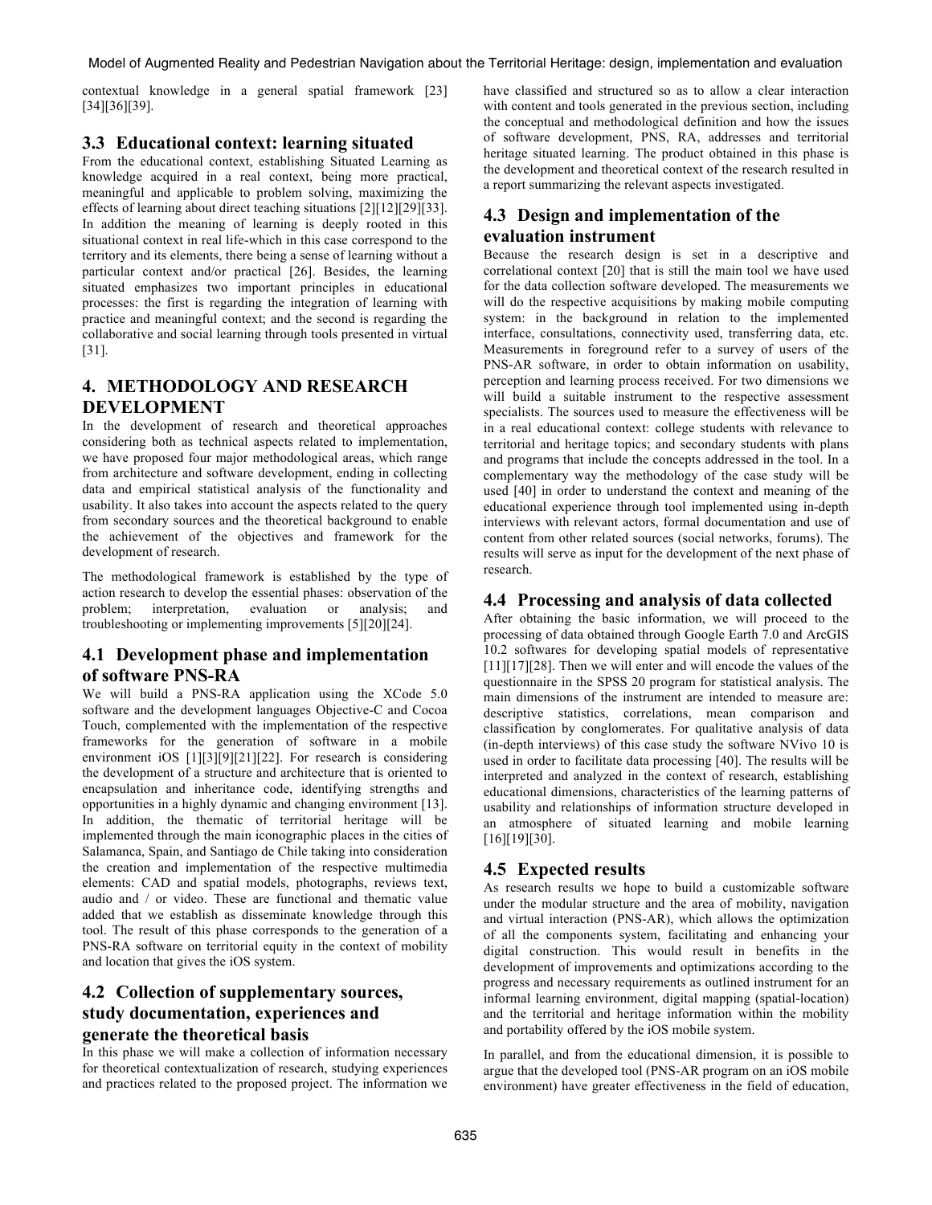contextual knowledge in a general spatial framework [23][34][36][39].

### 3.3 Educational context: learning situated

From the educational context, establishing Situated Learning as knowledge acquired in a real context, being more practical, meaningful and applicable to problem solving, maximizing the effects of learning about direct teaching situations [2][12][29][33]. In addition the meaning of learning is deeply rooted in this situational context in real life-which in this case correspond to the territory and its elements, there being a sense of learning without a particular context and/or practical [26]. Besides, the learning situated emphasizes two important principles in educational processes: the first is regarding the integration of learning with practice and meaningful context; and the second is regarding the collaborative and social learning through tools presented in virtual [31].

## 4. METHODOLOGY AND RESEARCH DEVELOPMENT

In the development of research and theoretical approaches considering both as technical aspects related to implementation, we have proposed four major methodological areas, which range from architecture and software development, ending in collecting data and empirical statistical analysis of the functionality and usability. It also takes into account the aspects related to the query from secondary sources and the theoretical background to enable the achievement of the objectives and framework for the development of research.

The methodological framework is established by the type of action research to develop the essential phases: observation of the problem; interpretation, evaluation or analysis; and troubleshooting or implementing improvements [5][20][24].

### 4.1 Development phase and implementation of software PNS-RA

We will build a PNS-RA application using the XCode 5.0 software and the development languages Objective-C and Cocoa Touch, complemented with the implementation of the respective frameworks for the generation of software in a mobile environment iOS [1][3][9][21][22]. For research is considering the development of a structure and architecture that is oriented to encapsulation and inheritance code, identifying strengths and opportunities in a highly dynamic and changing environment [13]. In addition, the thematic of territorial heritage will be implemented through the main iconographic places in the cities of Salamanca, Spain, and Santiago de Chile taking into consideration the creation and implementation of the respective multimedia elements: CAD and spatial models, photographs, reviews text, audio and / or video. These are functional and thematic value added that we establish as disseminate knowledge through this tool. The result of this phase corresponds to the generation of a PNS-RA software on territorial equity in the context of mobility and location that gives the iOS system.

### 4.2 Collection of supplementary sources, study documentation, experiences and generate the theoretical basis

In this phase we will make a collection of information necessary for theoretical contextualization of research, studying experiences and practices related to the proposed project. The information we have classified and structured so as to allow a clear interaction with content and tools generated in the previous section, including the conceptual and methodological definition and how the issues of software development, PNS, RA, addresses and territorial heritage situated learning. The product obtained in this phase is the development and theoretical context of the research resulted in a report summarizing the relevant aspects investigated.

### 4.3 Design and implementation of the evaluation instrument

Because the research design is set in a descriptive and correlational context [20] that is still the main tool we have used for the data collection software developed. The measurements we will do the respective acquisitions by making mobile computing system: in the background in relation to the implemented interface, consultations, connectivity used, transferring data, etc. Measurements in foreground refer to a survey of users of the PNS-AR software, in order to obtain information on usability, perception and learning process received. For two dimensions we will build a suitable instrument to the respective assessment specialists. The sources used to measure the effectiveness will be in a real educational context: college students with relevance to territorial and heritage topics; and secondary students with plans and programs that include the concepts addressed in the tool. In a complementary way the methodology of the case study will be used [40] in order to understand the context and meaning of the educational experience through tool implemented using in-depth interviews with relevant actors, formal documentation and use of content from other related sources (social networks, forums). The results will serve as input for the development of the next phase of research.

### 4.4 Processing and analysis of data collected

After obtaining the basic information, we will proceed to the processing of data obtained through Google Earth 7.0 and ArcGIS 10.2 softwares for developing spatial models of representative [11][17][28]. Then we will enter and will encode the values of the questionnaire in the SPSS 20 program for statistical analysis. The main dimensions of the instrument are intended to measure are: descriptive statistics, correlations, mean comparison and classification by conglomerates. For qualitative analysis of data (in-depth interviews) of this case study the software NVivo 10 is used in order to facilitate data processing [40]. The results will be interpreted and analyzed in the context of research, establishing educational dimensions, characteristics of the learning patterns of usability and relationships of information structure developed in an atmosphere of situated learning and mobile learning [16][19][30].

### 4.5 Expected results

As research results we hope to build a customizable software under the modular structure and the area of mobility, navigation and virtual interaction (PNS-AR), which allows the optimization of all the components system, facilitating and enhancing your digital construction. This would result in benefits in the development of improvements and optimizations according to the progress and necessary requirements as outlined instrument for an informal learning environment, digital mapping (spatial-location) and the territorial and heritage information within the mobility and portability offered by the iOS mobile system.

In parallel, and from the educational dimension, it is possible to argue that the developed tool (PNS-AR program on an iOS mobile environment) have greater effectiveness in the field of education,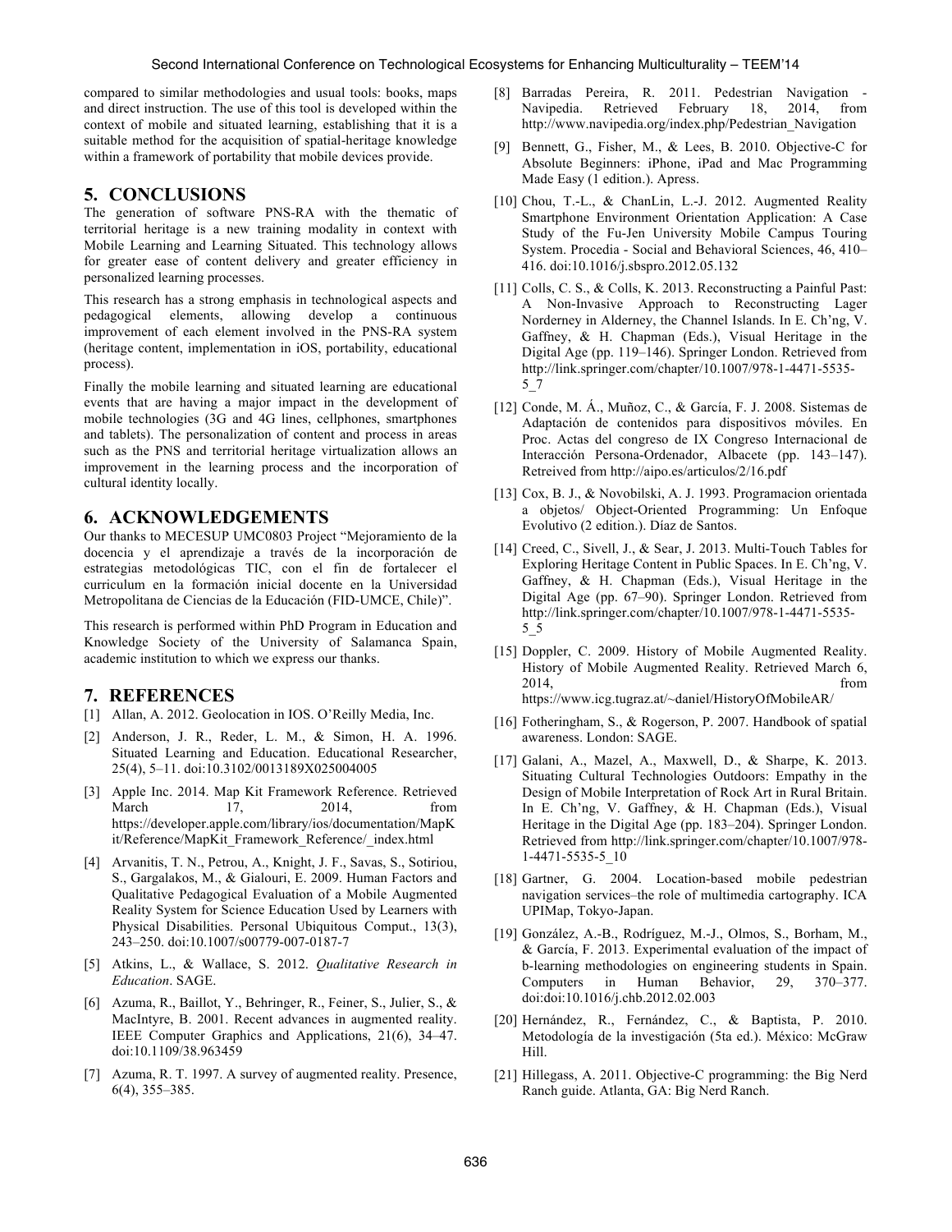compared to similar methodologies and usual tools: books, maps and direct instruction. The use of this tool is developed within the context of mobile and situated learning, establishing that it is a suitable method for the acquisition of spatial-heritage knowledge within a framework of portability that mobile devices provide.

## 5. CONCLUSIONS

The generation of software PNS-RA with the thematic of territorial heritage is a new training modality in context with Mobile Learning and Learning Situated. This technology allows for greater ease of content delivery and greater efficiency in personalized learning processes.

This research has a strong emphasis in technological aspects and pedagogical elements, allowing develop a continuous improvement of each element involved in the PNS-RA system (heritage content, implementation in iOS, portability, educational process).

Finally the mobile learning and situated learning are educational events that are having a major impact in the development of mobile technologies (3G and 4G lines, cellphones, smartphones and tablets). The personalization of content and process in areas such as the PNS and territorial heritage virtualization allows an improvement in the learning process and the incorporation of cultural identity locally.

## 6. ACKNOWLEDGEMENTS

Our thanks to MECESUP UMC0803 Project "Mejoramiento de la docencia y el aprendizaje a través de la incorporación de estrategias metodológicas TIC, con el fin de fortalecer el curriculum en la formación inicial docente en la Universidad Metropolitana de Ciencias de la Educación (FID-UMCE, Chile)".

This research is performed within PhD Program in Education and Knowledge Society of the University of Salamanca Spain, academic institution to which we express our thanks.

## 7. REFERENCES

[1] Allan, A. 2012. Geolocation in IOS. O'Reilly Media, Inc.

[2] Anderson, J. R., Reder, L. M., & Simon, H. A. 1996. Situated Learning and Education. Educational Researcher, 25(4), 5–11. doi:10.3102/0013189X025004005

[3] Apple Inc. 2014. Map Kit Framework Reference. Retrieved March 17, 2014, from https://developer.apple.com/library/ios/documentation/MapKit/Reference/MapKit_Framework_Reference/_index.html

[4] Arvanitis, T. N., Petrou, A., Knight, J. F., Savas, S., Sotiriou, S., Gargalakos, M., & Gialouri, E. 2009. Human Factors and Qualitative Pedagogical Evaluation of a Mobile Augmented Reality System for Science Education Used by Learners with Physical Disabilities. Personal Ubiquitous Comput., 13(3), 243–250. doi:10.1007/s00779-007-0187-7

[5] Atkins, L., & Wallace, S. 2012. *Qualitative Research in Education*. SAGE.

[6] Azuma, R., Baillot, Y., Behringer, R., Feiner, S., Julier, S., & MacIntyre, B. 2001. Recent advances in augmented reality. IEEE Computer Graphics and Applications, 21(6), 34–47. doi:10.1109/38.963459

[7] Azuma, R. T. 1997. A survey of augmented reality. Presence, 6(4), 355–385.

[8] Barradas Pereira, R. 2011. Pedestrian Navigation - Navipedia. Retrieved February 18, 2014, from http://www.navipedia.org/index.php/Pedestrian_Navigation

[9] Bennett, G., Fisher, M., & Lees, B. 2010. Objective-C for Absolute Beginners: iPhone, iPad and Mac Programming Made Easy (1 edition.). Apress.

[10] Chou, T.-L., & ChanLin, L.-J. 2012. Augmented Reality Smartphone Environment Orientation Application: A Case Study of the Fu-Jen University Mobile Campus Touring System. Procedia - Social and Behavioral Sciences, 46, 410–416. doi:10.1016/j.sbspro.2012.05.132

[11] Colls, C. S., & Colls, K. 2013. Reconstructing a Painful Past: A Non-Invasive Approach to Reconstructing Lager Norderney in Alderney, the Channel Islands. In E. Ch'ng, V. Gaffney, & H. Chapman (Eds.), Visual Heritage in the Digital Age (pp. 119–146). Springer London. Retrieved from http://link.springer.com/chapter/10.1007/978-1-4471-5535-5_7

[12] Conde, M. Á., Muñoz, C., & García, F. J. 2008. Sistemas de Adaptación de contenidos para dispositivos móviles. En Proc. Actas del congreso de IX Congreso Internacional de Interacción Persona-Ordenador, Albacete (pp. 143–147). Retreived from http://aipo.es/articulos/2/16.pdf

[13] Cox, B. J., & Novobilski, A. J. 1993. Programacion orientada a objetos/ Object-Oriented Programming: Un Enfoque Evolutivo (2 edition.). Díaz de Santos.

[14] Creed, C., Sivell, J., & Sear, J. 2013. Multi-Touch Tables for Exploring Heritage Content in Public Spaces. In E. Ch'ng, V. Gaffney, & H. Chapman (Eds.), Visual Heritage in the Digital Age (pp. 67–90). Springer London. Retrieved from http://link.springer.com/chapter/10.1007/978-1-4471-5535-5_5

[15] Doppler, C. 2009. History of Mobile Augmented Reality. History of Mobile Augmented Reality. Retrieved March 6, 2014, from https://www.icg.tugraz.at/~daniel/HistoryOfMobileAR/

[16] Fotheringham, S., & Rogerson, P. 2007. Handbook of spatial awareness. London: SAGE.

[17] Galani, A., Mazel, A., Maxwell, D., & Sharpe, K. 2013. Situating Cultural Technologies Outdoors: Empathy in the Design of Mobile Interpretation of Rock Art in Rural Britain. In E. Ch'ng, V. Gaffney, & H. Chapman (Eds.), Visual Heritage in the Digital Age (pp. 183–204). Springer London. Retrieved from http://link.springer.com/chapter/10.1007/978-1-4471-5535-5_10

[18] Gartner, G. 2004. Location-based mobile pedestrian navigation services–the role of multimedia cartography. ICA UPIMap, Tokyo-Japan.

[19] González, A.-B., Rodríguez, M.-J., Olmos, S., Borham, M., & García, F. 2013. Experimental evaluation of the impact of b-learning methodologies on engineering students in Spain. Computers in Human Behavior, 29, 370–377. doi:doi:10.1016/j.chb.2012.02.003

[20] Hernández, R., Fernández, C., & Baptista, P. 2010. Metodología de la investigación (5ta ed.). México: McGraw Hill.

[21] Hillegass, A. 2011. Objective-C programming: the Big Nerd Ranch guide. Atlanta, GA: Big Nerd Ranch.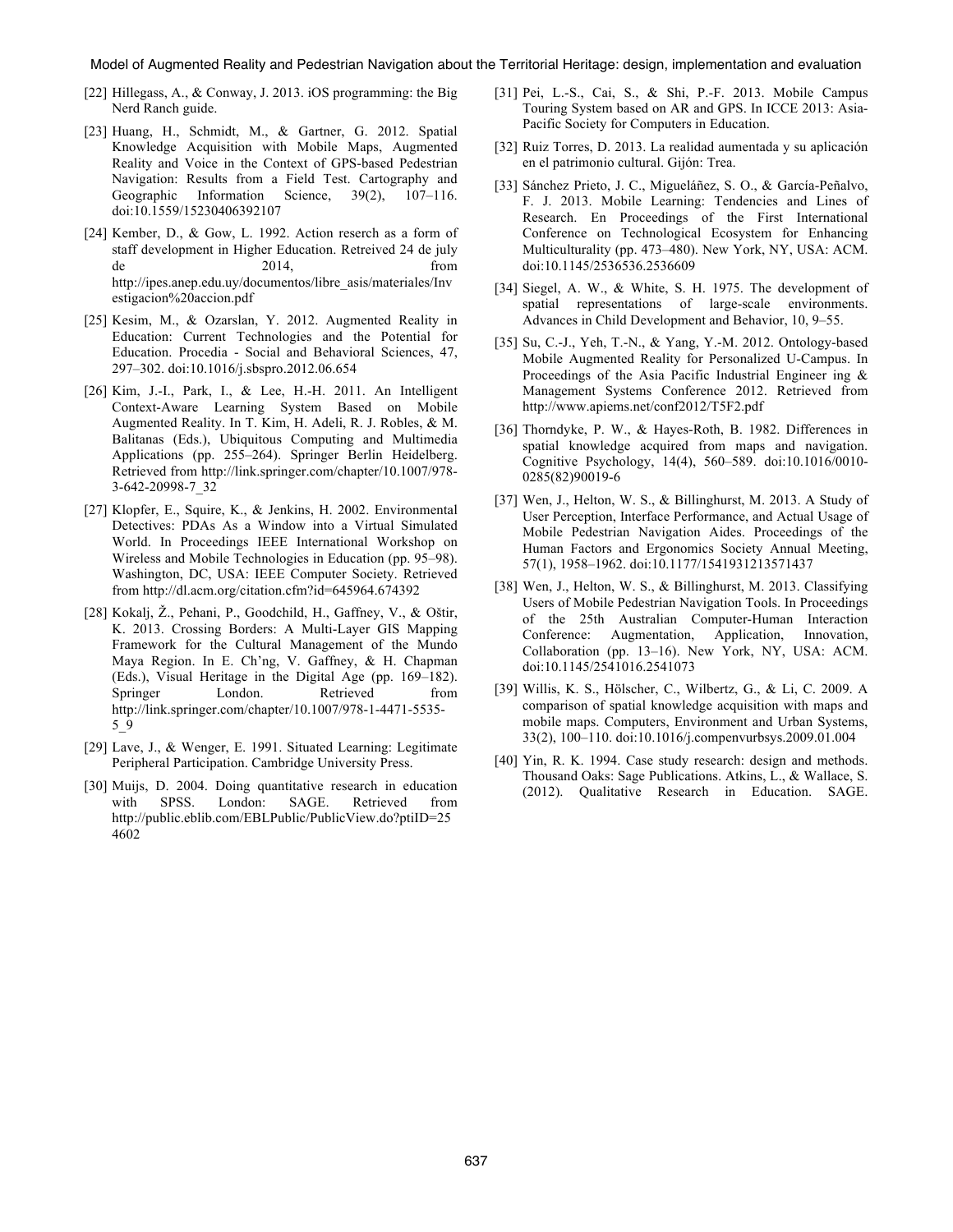[22] Hillegass, A., & Conway, J. 2013. iOS programming: the Big Nerd Ranch guide.

[23] Huang, H., Schmidt, M., & Gartner, G. 2012. Spatial Knowledge Acquisition with Mobile Maps, Augmented Reality and Voice in the Context of GPS-based Pedestrian Navigation: Results from a Field Test. Cartography and Geographic Information Science, 39(2), 107–116. doi:10.1559/15230406392107

[24] Kember, D., & Gow, L. 1992. Action reserch as a form of staff development in Higher Education. Retreived 24 de july de 2014, from http://ipes.anep.edu.uy/documentos/libre_asis/materiales/Investigacion%20accion.pdf

[25] Kesim, M., & Ozarslan, Y. 2012. Augmented Reality in Education: Current Technologies and the Potential for Education. Procedia - Social and Behavioral Sciences, 47, 297–302. doi:10.1016/j.sbspro.2012.06.654

[26] Kim, J.-I., Park, I., & Lee, H.-H. 2011. An Intelligent Context-Aware Learning System Based on Mobile Augmented Reality. In T. Kim, H. Adeli, R. J. Robles, & M. Balitanas (Eds.), Ubiquitous Computing and Multimedia Applications (pp. 255–264). Springer Berlin Heidelberg. Retrieved from http://link.springer.com/chapter/10.1007/978-3-642-20998-7_32

[27] Klopfer, E., Squire, K., & Jenkins, H. 2002. Environmental Detectives: PDAs As a Window into a Virtual Simulated World. In Proceedings IEEE International Workshop on Wireless and Mobile Technologies in Education (pp. 95–98). Washington, DC, USA: IEEE Computer Society. Retrieved from http://dl.acm.org/citation.cfm?id=645964.674392

[28] Kokalj, Ž., Pehani, P., Goodchild, H., Gaffney, V., & Oštir, K. 2013. Crossing Borders: A Multi-Layer GIS Mapping Framework for the Cultural Management of the Mundo Maya Region. In E. Ch'ng, V. Gaffney, & H. Chapman (Eds.), Visual Heritage in the Digital Age (pp. 169–182). Springer London. Retrieved from http://link.springer.com/chapter/10.1007/978-1-4471-5535-5_9

[29] Lave, J., & Wenger, E. 1991. Situated Learning: Legitimate Peripheral Participation. Cambridge University Press.

[30] Muijs, D. 2004. Doing quantitative research in education with SPSS. London: SAGE. Retrieved from http://public.eblib.com/EBLPublic/PublicView.do?ptiID=254602

[31] Pei, L.-S., Cai, S., & Shi, P.-F. 2013. Mobile Campus Touring System based on AR and GPS. In ICCE 2013: Asia-Pacific Society for Computers in Education.

[32] Ruiz Torres, D. 2013. La realidad aumentada y su aplicación en el patrimonio cultural. Gijón: Trea.

[33] Sánchez Prieto, J. C., Migueláñez, S. O., & García-Peñalvo, F. J. 2013. Mobile Learning: Tendencies and Lines of Research. En Proceedings of the First International Conference on Technological Ecosystem for Enhancing Multiculturality (pp. 473–480). New York, NY, USA: ACM. doi:10.1145/2536536.2536609

[34] Siegel, A. W., & White, S. H. 1975. The development of spatial representations of large-scale environments. Advances in Child Development and Behavior, 10, 9–55.

[35] Su, C.-J., Yeh, T.-N., & Yang, Y.-M. 2012. Ontology-based Mobile Augmented Reality for Personalized U-Campus. In Proceedings of the Asia Pacific Industrial Engineer ing & Management Systems Conference 2012. Retrieved from http://www.apiems.net/conf2012/T5F2.pdf

[36] Thorndyke, P. W., & Hayes-Roth, B. 1982. Differences in spatial knowledge acquired from maps and navigation. Cognitive Psychology, 14(4), 560–589. doi:10.1016/0010-0285(82)90019-6

[37] Wen, J., Helton, W. S., & Billinghurst, M. 2013. A Study of User Perception, Interface Performance, and Actual Usage of Mobile Pedestrian Navigation Aides. Proceedings of the Human Factors and Ergonomics Society Annual Meeting, 57(1), 1958–1962. doi:10.1177/1541931213571437

[38] Wen, J., Helton, W. S., & Billinghurst, M. 2013. Classifying Users of Mobile Pedestrian Navigation Tools. In Proceedings of the 25th Australian Computer-Human Interaction Conference: Augmentation, Application, Innovation, Collaboration (pp. 13–16). New York, NY, USA: ACM. doi:10.1145/2541016.2541073

[39] Willis, K. S., Hölscher, C., Wilbertz, G., & Li, C. 2009. A comparison of spatial knowledge acquisition with maps and mobile maps. Computers, Environment and Urban Systems, 33(2), 100–110. doi:10.1016/j.compenvurbsys.2009.01.004

[40] Yin, R. K. 1994. Case study research: design and methods. Thousand Oaks: Sage Publications. Atkins, L., & Wallace, S. (2012). Qualitative Research in Education. SAGE.